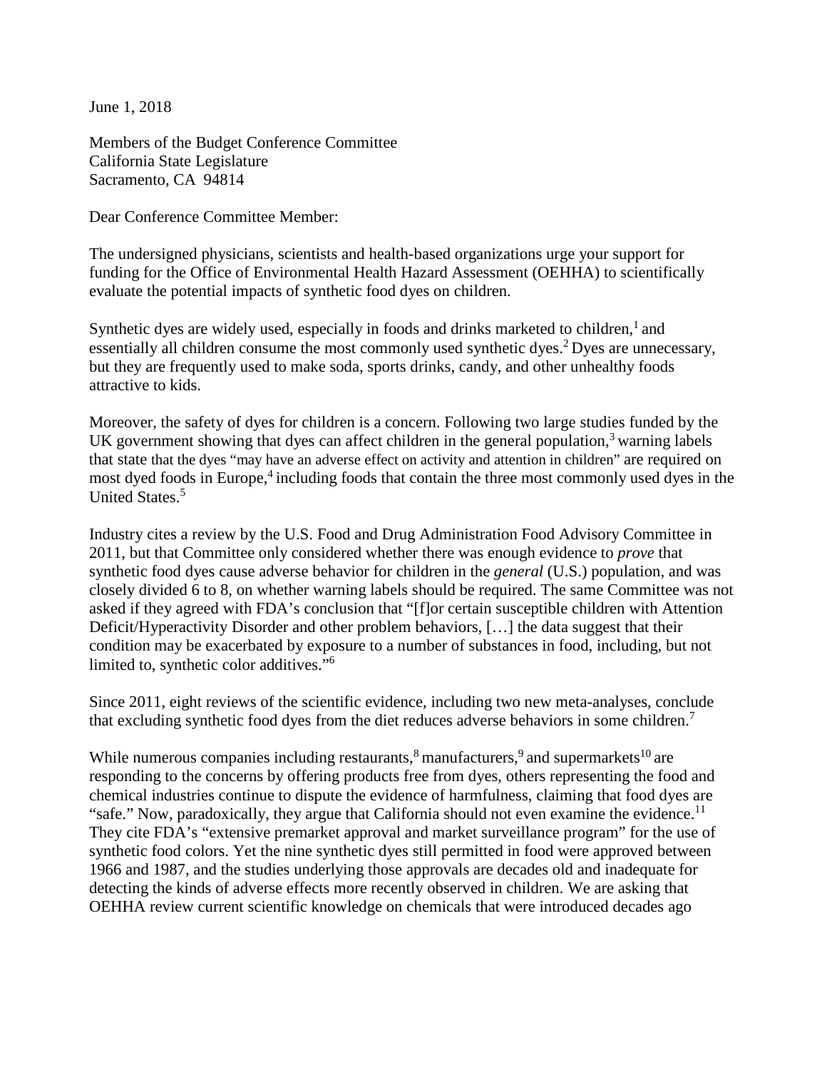June 1, 2018

Members of the Budget Conference Committee
California State Legislature
Sacramento, CA 94814

Dear Conference Committee Member:

The undersigned physicians, scientists and health-based organizations urge your support for funding for the Office of Environmental Health Hazard Assessment (OEHHA) to scientifically evaluate the potential impacts of synthetic food dyes on children.

Synthetic dyes are widely used, especially in foods and drinks marketed to children,[1] and essentially all children consume the most commonly used synthetic dyes.[2] Dyes are unnecessary, but they are frequently used to make soda, sports drinks, candy, and other unhealthy foods attractive to kids.

Moreover, the safety of dyes for children is a concern. Following two large studies funded by the UK government showing that dyes can affect children in the general population,[3] warning labels that state that the dyes "may have an adverse effect on activity and attention in children" are required on most dyed foods in Europe,[4] including foods that contain the three most commonly used dyes in the United States.[5]

Industry cites a review by the U.S. Food and Drug Administration Food Advisory Committee in 2011, but that Committee only considered whether there was enough evidence to *prove* that synthetic food dyes cause adverse behavior for children in the *general* (U.S.) population, and was closely divided 6 to 8, on whether warning labels should be required. The same Committee was not asked if they agreed with FDA's conclusion that "[f]or certain susceptible children with Attention Deficit/Hyperactivity Disorder and other problem behaviors, […] the data suggest that their condition may be exacerbated by exposure to a number of substances in food, including, but not limited to, synthetic color additives."[6]

Since 2011, eight reviews of the scientific evidence, including two new meta-analyses, conclude that excluding synthetic food dyes from the diet reduces adverse behaviors in some children.[7]

While numerous companies including restaurants,[8] manufacturers,[9] and supermarkets[10] are responding to the concerns by offering products free from dyes, others representing the food and chemical industries continue to dispute the evidence of harmfulness, claiming that food dyes are "safe." Now, paradoxically, they argue that California should not even examine the evidence.[11] They cite FDA's "extensive premarket approval and market surveillance program" for the use of synthetic food colors. Yet the nine synthetic dyes still permitted in food were approved between 1966 and 1987, and the studies underlying those approvals are decades old and inadequate for detecting the kinds of adverse effects more recently observed in children. We are asking that OEHHA review current scientific knowledge on chemicals that were introduced decades ago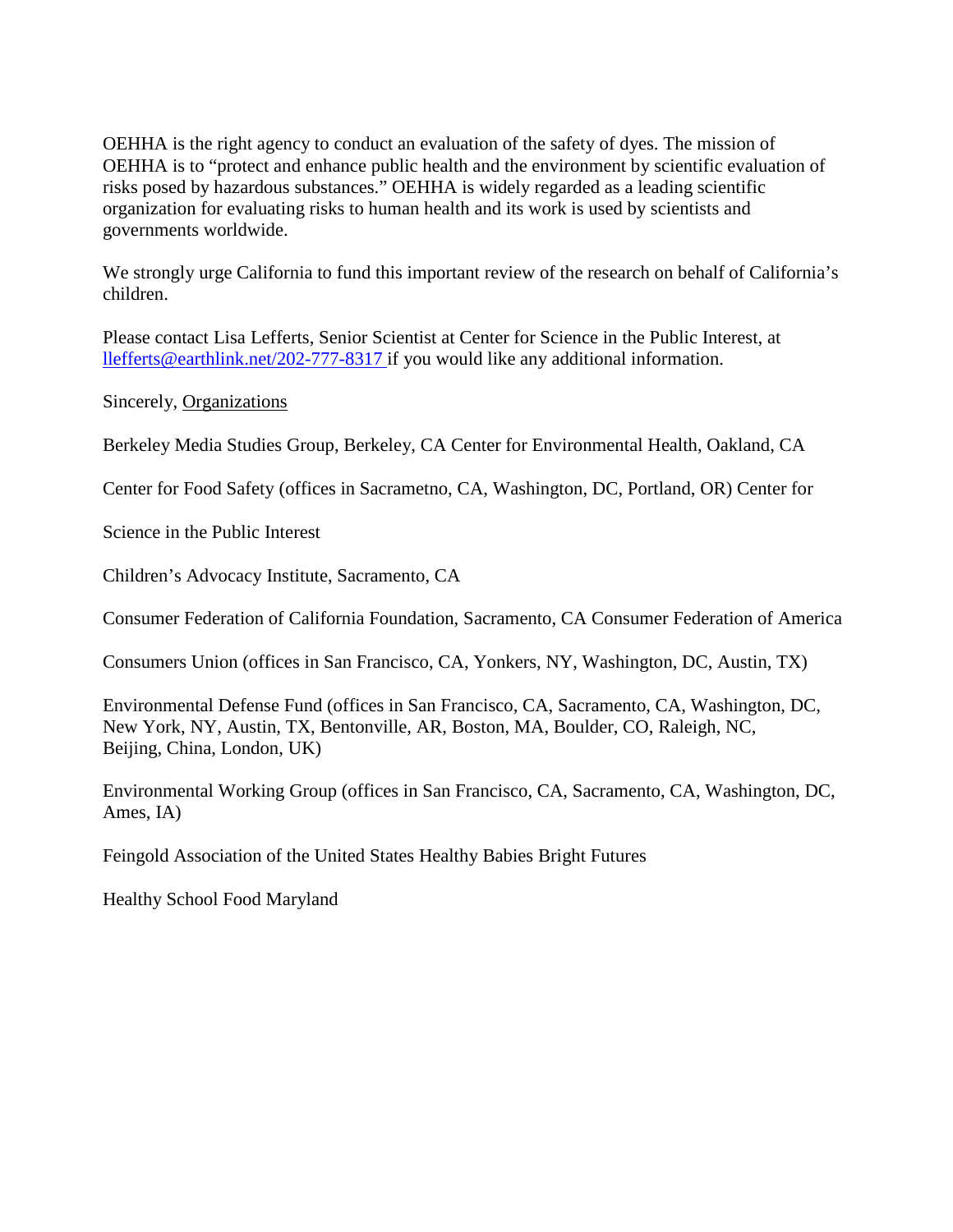OEHHA is the right agency to conduct an evaluation of the safety of dyes. The mission of OEHHA is to "protect and enhance public health and the environment by scientific evaluation of risks posed by hazardous substances." OEHHA is widely regarded as a leading scientific organization for evaluating risks to human health and its work is used by scientists and governments worldwide.

We strongly urge California to fund this important review of the research on behalf of California's children.

Please contact Lisa Lefferts, Senior Scientist at Center for Science in the Public Interest, at llefferts@earthlink.net/202-777-8317 if you would like any additional information.

Sincerely, Organizations

Berkeley Media Studies Group, Berkeley, CA Center for Environmental Health, Oakland, CA

Center for Food Safety (offices in Sacrametno, CA, Washington, DC, Portland, OR) Center for

Science in the Public Interest

Children's Advocacy Institute, Sacramento, CA

Consumer Federation of California Foundation, Sacramento, CA Consumer Federation of America

Consumers Union (offices in San Francisco, CA, Yonkers, NY, Washington, DC, Austin, TX)

Environmental Defense Fund (offices in San Francisco, CA, Sacramento, CA, Washington, DC, New York, NY, Austin, TX, Bentonville, AR, Boston, MA, Boulder, CO, Raleigh, NC, Beijing, China, London, UK)

Environmental Working Group (offices in San Francisco, CA, Sacramento, CA, Washington, DC, Ames, IA)

Feingold Association of the United States Healthy Babies Bright Futures

Healthy School Food Maryland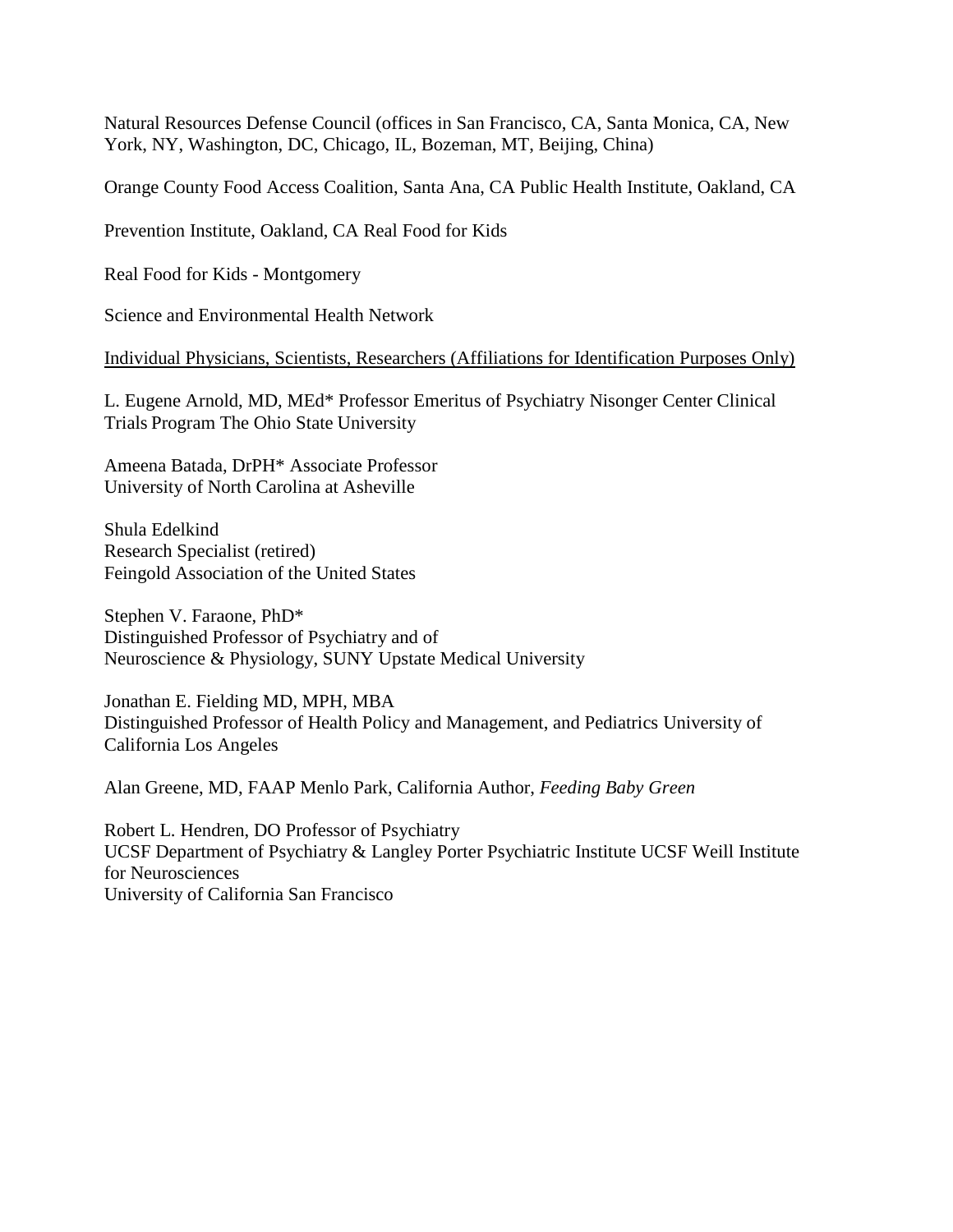Natural Resources Defense Council (offices in San Francisco, CA, Santa Monica, CA, New York, NY, Washington, DC, Chicago, IL, Bozeman, MT, Beijing, China)

Orange County Food Access Coalition, Santa Ana, CA Public Health Institute, Oakland, CA

Prevention Institute, Oakland, CA Real Food for Kids

Real Food for Kids - Montgomery

Science and Environmental Health Network

<u>Individual Physicians, Scientists, Researchers (Affiliations for Identification Purposes Only)</u>

L. Eugene Arnold, MD, MEd* Professor Emeritus of Psychiatry Nisonger Center Clinical Trials Program The Ohio State University

Ameena Batada, DrPH* Associate Professor  
University of North Carolina at Asheville

Shula Edelkind  
Research Specialist (retired)  
Feingold Association of the United States

Stephen V. Faraone, PhD*  
Distinguished Professor of Psychiatry and of  
Neuroscience & Physiology, SUNY Upstate Medical University

Jonathan E. Fielding MD, MPH, MBA  
Distinguished Professor of Health Policy and Management, and Pediatrics University of California Los Angeles

Alan Greene, MD, FAAP Menlo Park, California Author, *Feeding Baby Green*

Robert L. Hendren, DO Professor of Psychiatry  
UCSF Department of Psychiatry & Langley Porter Psychiatric Institute UCSF Weill Institute for Neurosciences  
University of California San Francisco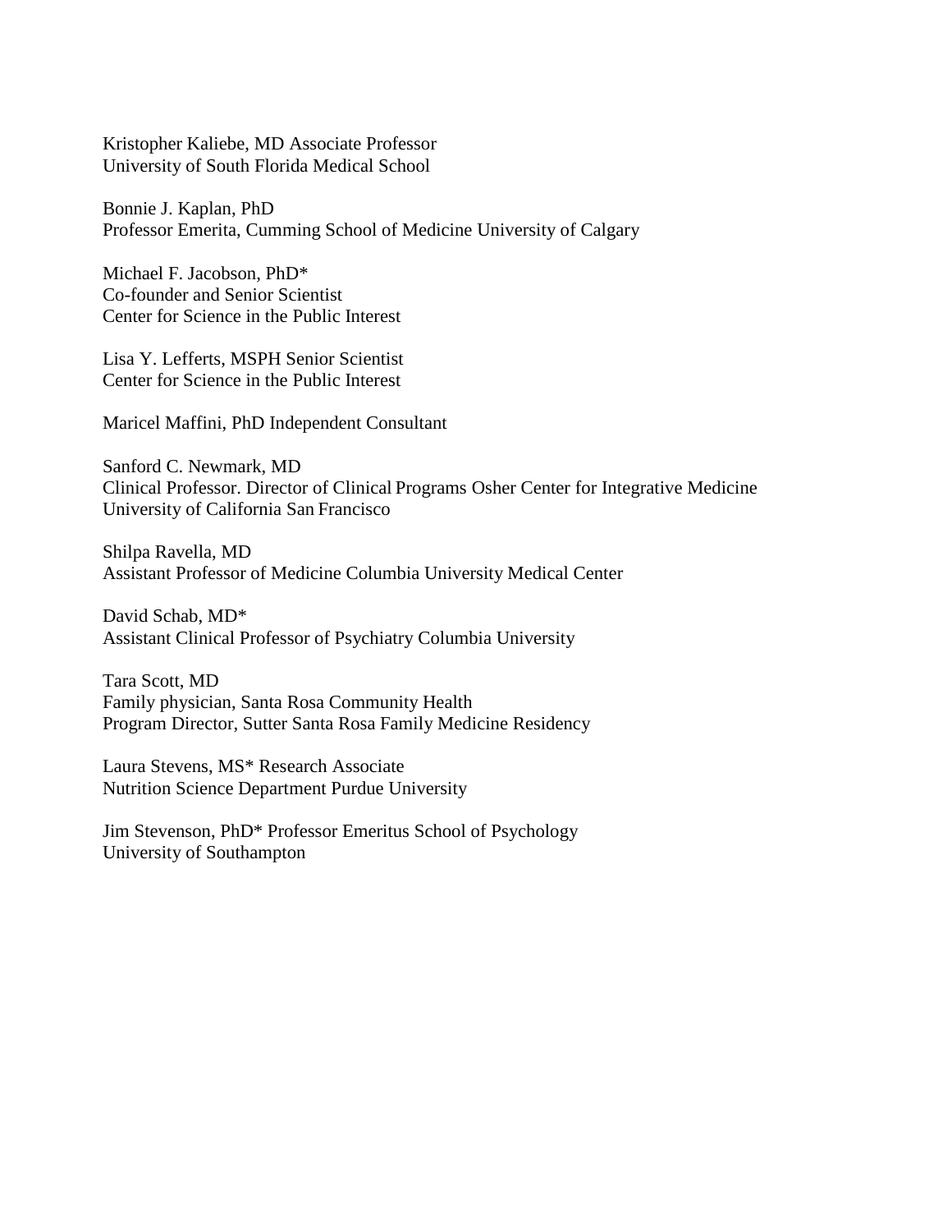Kristopher Kaliebe, MD Associate Professor
University of South Florida Medical School

Bonnie J. Kaplan, PhD
Professor Emerita, Cumming School of Medicine University of Calgary

Michael F. Jacobson, PhD*
Co-founder and Senior Scientist
Center for Science in the Public Interest

Lisa Y. Lefferts, MSPH Senior Scientist
Center for Science in the Public Interest

Maricel Maffini, PhD Independent Consultant

Sanford C. Newmark, MD
Clinical Professor. Director of Clinical Programs Osher Center for Integrative Medicine
University of California San Francisco

Shilpa Ravella, MD
Assistant Professor of Medicine Columbia University Medical Center

David Schab, MD*
Assistant Clinical Professor of Psychiatry Columbia University

Tara Scott, MD
Family physician, Santa Rosa Community Health
Program Director, Sutter Santa Rosa Family Medicine Residency

Laura Stevens, MS* Research Associate
Nutrition Science Department Purdue University

Jim Stevenson, PhD* Professor Emeritus School of Psychology
University of Southampton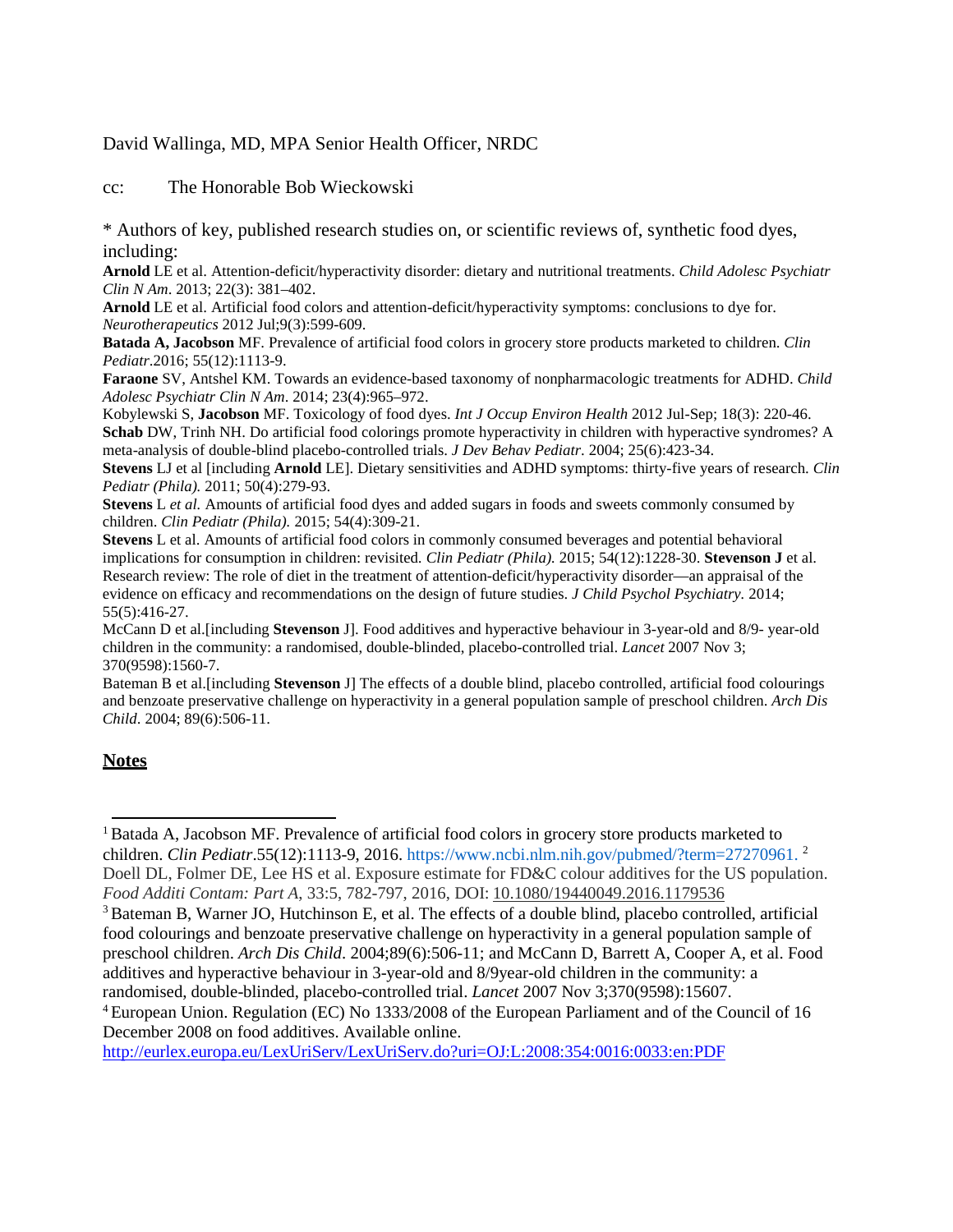David Wallinga, MD, MPA Senior Health Officer, NRDC

cc: The Honorable Bob Wieckowski

* Authors of key, published research studies on, or scientific reviews of, synthetic food dyes, including:

**Arnold** LE et al. Attention-deficit/hyperactivity disorder: dietary and nutritional treatments. *Child Adolesc Psychiatr Clin N Am*. 2013; 22(3): 381–402.

**Arnold** LE et al. Artificial food colors and attention-deficit/hyperactivity symptoms: conclusions to dye for. *Neurotherapeutics* 2012 Jul;9(3):599-609.

**Batada A, Jacobson** MF. Prevalence of artificial food colors in grocery store products marketed to children. *Clin Pediatr*.2016; 55(12):1113-9.

**Faraone** SV, Antshel KM. Towards an evidence-based taxonomy of nonpharmacologic treatments for ADHD. *Child Adolesc Psychiatr Clin N Am*. 2014; 23(4):965–972.

Kobylewski S, **Jacobson** MF. Toxicology of food dyes. *Int J Occup Environ Health* 2012 Jul-Sep; 18(3): 220-46.

**Schab** DW, Trinh NH. Do artificial food colorings promote hyperactivity in children with hyperactive syndromes? A meta-analysis of double-blind placebo-controlled trials. *J Dev Behav Pediatr*. 2004; 25(6):423-34.

**Stevens** LJ et al [including **Arnold** LE]. Dietary sensitivities and ADHD symptoms: thirty-five years of research. *Clin Pediatr (Phila).* 2011; 50(4):279-93.

**Stevens** L *et al.* Amounts of artificial food dyes and added sugars in foods and sweets commonly consumed by children. *Clin Pediatr (Phila).* 2015; 54(4):309-21.

**Stevens** L et al. Amounts of artificial food colors in commonly consumed beverages and potential behavioral implications for consumption in children: revisited. *Clin Pediatr (Phila).* 2015; 54(12):1228-30. **Stevenson J** et al. Research review: The role of diet in the treatment of attention-deficit/hyperactivity disorder—an appraisal of the evidence on efficacy and recommendations on the design of future studies. *J Child Psychol Psychiatry.* 2014; 55(5):416-27.

McCann D et al.[including **Stevenson** J]. Food additives and hyperactive behaviour in 3-year-old and 8/9- year-old children in the community: a randomised, double-blinded, placebo-controlled trial. *Lancet* 2007 Nov 3; 370(9598):1560-7.

Bateman B et al.[including **Stevenson** J] The effects of a double blind, placebo controlled, artificial food colourings and benzoate preservative challenge on hyperactivity in a general population sample of preschool children. *Arch Dis Child*. 2004; 89(6):506-11.

## Notes

[1] Batada A, Jacobson MF. Prevalence of artificial food colors in grocery store products marketed to children. *Clin Pediatr*.55(12):1113-9, 2016. https://www.ncbi.nlm.nih.gov/pubmed/?term=27270961.

[2] Doell DL, Folmer DE, Lee HS et al. Exposure estimate for FD&C colour additives for the US population. *Food Additi Contam: Part A*, 33:5, 782-797, 2016, DOI: 10.1080/19440049.2016.1179536

[3] Bateman B, Warner JO, Hutchinson E, et al. The effects of a double blind, placebo controlled, artificial food colourings and benzoate preservative challenge on hyperactivity in a general population sample of preschool children. *Arch Dis Child*. 2004;89(6):506-11; and McCann D, Barrett A, Cooper A, et al. Food additives and hyperactive behaviour in 3-year-old and 8/9year-old children in the community: a randomised, double-blinded, placebo-controlled trial. *Lancet* 2007 Nov 3;370(9598):15607.

[4] European Union. Regulation (EC) No 1333/2008 of the European Parliament and of the Council of 16 December 2008 on food additives. Available online. http://eurlex.europa.eu/LexUriServ/LexUriServ.do?uri=OJ:L:2008:354:0016:0033:en:PDF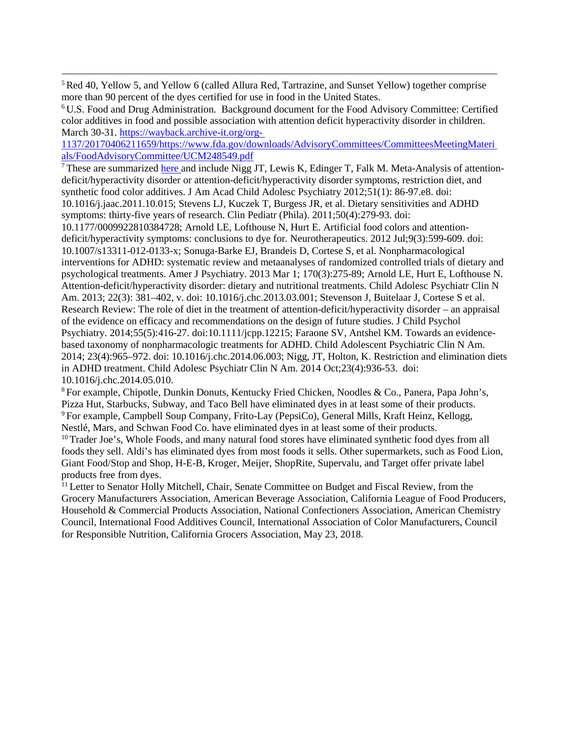[5] Red 40, Yellow 5, and Yellow 6 (called Allura Red, Tartrazine, and Sunset Yellow) together comprise more than 90 percent of the dyes certified for use in food in the United States.

[6] U.S. Food and Drug Administration. Background document for the Food Advisory Committee: Certified color additives in food and possible association with attention deficit hyperactivity disorder in children. March 30-31. https://wayback.archive-it.org/org-1137/20170406211659/https://www.fda.gov/downloads/AdvisoryCommittees/CommitteesMeetingMaterials/FoodAdvisoryCommittee/UCM248549.pdf

[7] These are summarized here and include Nigg JT, Lewis K, Edinger T, Falk M. Meta-Analysis of attention-deficit/hyperactivity disorder or attention-deficit/hyperactivity disorder symptoms, restriction diet, and synthetic food color additives. J Am Acad Child Adolesc Psychiatry 2012;51(1): 86-97.e8. doi: 10.1016/j.jaac.2011.10.015; Stevens LJ, Kuczek T, Burgess JR, et al. Dietary sensitivities and ADHD symptoms: thirty-five years of research. Clin Pediatr (Phila). 2011;50(4):279-93. doi: 10.1177/0009922810384728; Arnold LE, Lofthouse N, Hurt E. Artificial food colors and attention-deficit/hyperactivity symptoms: conclusions to dye for. Neurotherapeutics. 2012 Jul;9(3):599-609. doi: 10.1007/s13311-012-0133-x; Sonuga-Barke EJ, Brandeis D, Cortese S, et al. Nonpharmacological interventions for ADHD: systematic review and metaanalyses of randomized controlled trials of dietary and psychological treatments. Amer J Psychiatry. 2013 Mar 1; 170(3):275-89; Arnold LE, Hurt E, Lofthouse N. Attention-deficit/hyperactivity disorder: dietary and nutritional treatments. Child Adolesc Psychiatr Clin N Am. 2013; 22(3): 381–402, v. doi: 10.1016/j.chc.2013.03.001; Stevenson J, Buitelaar J, Cortese S et al. Research Review: The role of diet in the treatment of attention-deficit/hyperactivity disorder – an appraisal of the evidence on efficacy and recommendations on the design of future studies. J Child Psychol Psychiatry. 2014;55(5):416-27. doi:10.1111/jcpp.12215; Faraone SV, Antshel KM. Towards an evidence-based taxonomy of nonpharmacologic treatments for ADHD. Child Adolescent Psychiatric Clin N Am. 2014; 23(4):965–972. doi: 10.1016/j.chc.2014.06.003; Nigg, JT, Holton, K. Restriction and elimination diets in ADHD treatment. Child Adolesc Psychiatr Clin N Am. 2014 Oct;23(4):936-53. doi: 10.1016/j.chc.2014.05.010.

[8] For example, Chipotle, Dunkin Donuts, Kentucky Fried Chicken, Noodles & Co., Panera, Papa John's, Pizza Hut, Starbucks, Subway, and Taco Bell have eliminated dyes in at least some of their products.

[9] For example, Campbell Soup Company, Frito-Lay (PepsiCo), General Mills, Kraft Heinz, Kellogg, Nestlé, Mars, and Schwan Food Co. have eliminated dyes in at least some of their products.

[10] Trader Joe's, Whole Foods, and many natural food stores have eliminated synthetic food dyes from all foods they sell. Aldi's has eliminated dyes from most foods it sells. Other supermarkets, such as Food Lion, Giant Food/Stop and Shop, H-E-B, Kroger, Meijer, ShopRite, Supervalu, and Target offer private label products free from dyes.

[11] Letter to Senator Holly Mitchell, Chair, Senate Committee on Budget and Fiscal Review, from the Grocery Manufacturers Association, American Beverage Association, California League of Food Producers, Household & Commercial Products Association, National Confectioners Association, American Chemistry Council, International Food Additives Council, International Association of Color Manufacturers, Council for Responsible Nutrition, California Grocers Association, May 23, 2018.